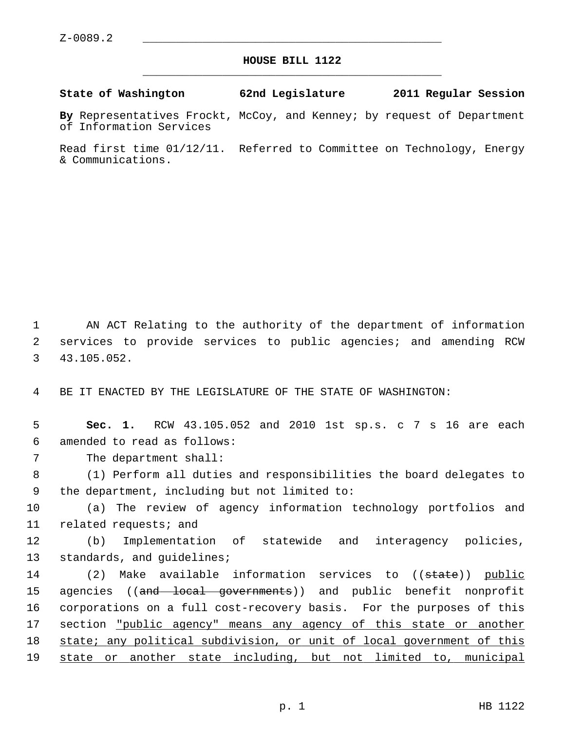Z-0089.2

# HOUSE BILL 1122

**State of Washington 62nd Legislature 2011 Regular Session**

**By** Representatives Frockt, McCoy, and Kenney; by request of Department of Information Services

Read first time 01/12/11. Referred to Committee on Technology, Energy & Communications.

AN ACT Relating to the authority of the department of information services to provide services to public agencies; and amending RCW 43.105.052.

BE IT ENACTED BY THE LEGISLATURE OF THE STATE OF WASHINGTON:

**Sec. 1.** RCW 43.105.052 and 2010 1st sp.s. c 7 s 16 are each amended to read as follows:

The department shall:

(1) Perform all duties and responsibilities the board delegates to the department, including but not limited to:

(a) The review of agency information technology portfolios and related requests; and

(b) Implementation of statewide and interagency policies, standards, and guidelines;

(2) Make available information services to ((~~state~~)) <u>public</u> agencies ((~~and local governments~~)) and public benefit nonprofit corporations on a full cost-recovery basis. For the purposes of this section <u>"public agency" means any agency of this state or another state; any political subdivision, or unit of local government of this state or another state including, but not limited to, municipal</u>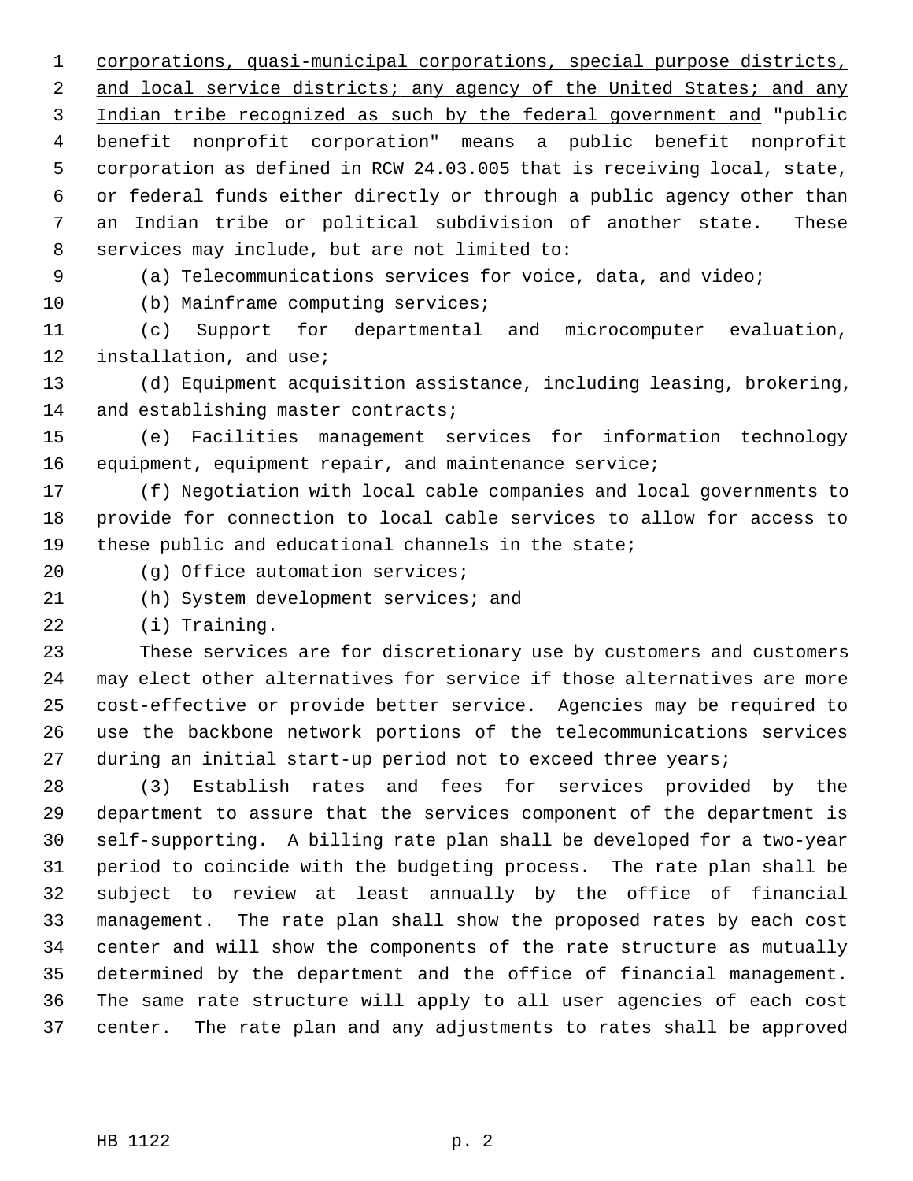corporations, quasi-municipal corporations, special purpose districts, and local service districts; any agency of the United States; and any Indian tribe recognized as such by the federal government and "public benefit nonprofit corporation" means a public benefit nonprofit corporation as defined in RCW 24.03.005 that is receiving local, state, or federal funds either directly or through a public agency other than an Indian tribe or political subdivision of another state. These services may include, but are not limited to:

(a) Telecommunications services for voice, data, and video;

(b) Mainframe computing services;

(c) Support for departmental and microcomputer evaluation, installation, and use;

(d) Equipment acquisition assistance, including leasing, brokering, and establishing master contracts;

(e) Facilities management services for information technology equipment, equipment repair, and maintenance service;

(f) Negotiation with local cable companies and local governments to provide for connection to local cable services to allow for access to these public and educational channels in the state;

(g) Office automation services;

(h) System development services; and

(i) Training.

These services are for discretionary use by customers and customers may elect other alternatives for service if those alternatives are more cost-effective or provide better service. Agencies may be required to use the backbone network portions of the telecommunications services during an initial start-up period not to exceed three years;

(3) Establish rates and fees for services provided by the department to assure that the services component of the department is self-supporting. A billing rate plan shall be developed for a two-year period to coincide with the budgeting process. The rate plan shall be subject to review at least annually by the office of financial management. The rate plan shall show the proposed rates by each cost center and will show the components of the rate structure as mutually determined by the department and the office of financial management. The same rate structure will apply to all user agencies of each cost center. The rate plan and any adjustments to rates shall be approved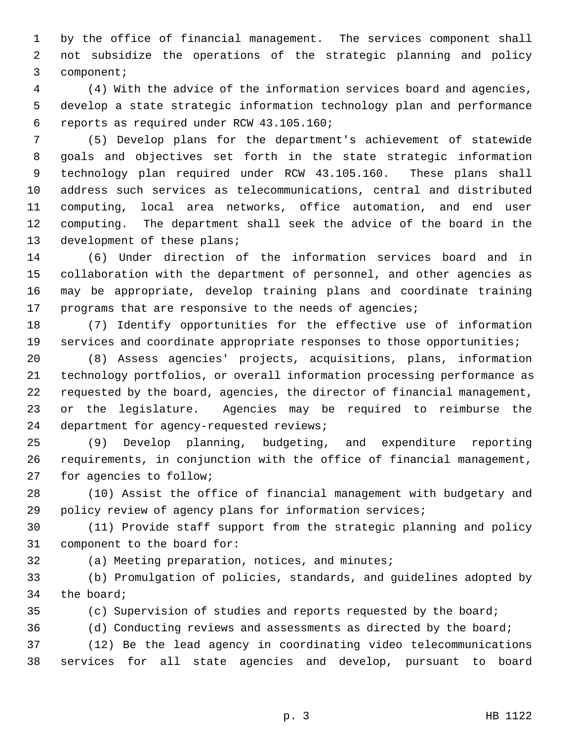by the office of financial management. The services component shall not subsidize the operations of the strategic planning and policy component;

(4) With the advice of the information services board and agencies, develop a state strategic information technology plan and performance reports as required under RCW 43.105.160;

(5) Develop plans for the department's achievement of statewide goals and objectives set forth in the state strategic information technology plan required under RCW 43.105.160. These plans shall address such services as telecommunications, central and distributed computing, local area networks, office automation, and end user computing. The department shall seek the advice of the board in the development of these plans;

(6) Under direction of the information services board and in collaboration with the department of personnel, and other agencies as may be appropriate, develop training plans and coordinate training programs that are responsive to the needs of agencies;

(7) Identify opportunities for the effective use of information services and coordinate appropriate responses to those opportunities;

(8) Assess agencies' projects, acquisitions, plans, information technology portfolios, or overall information processing performance as requested by the board, agencies, the director of financial management, or the legislature. Agencies may be required to reimburse the department for agency-requested reviews;

(9) Develop planning, budgeting, and expenditure reporting requirements, in conjunction with the office of financial management, for agencies to follow;

(10) Assist the office of financial management with budgetary and policy review of agency plans for information services;

(11) Provide staff support from the strategic planning and policy component to the board for:

(a) Meeting preparation, notices, and minutes;

(b) Promulgation of policies, standards, and guidelines adopted by the board;

(c) Supervision of studies and reports requested by the board;

(d) Conducting reviews and assessments as directed by the board;

(12) Be the lead agency in coordinating video telecommunications services for all state agencies and develop, pursuant to board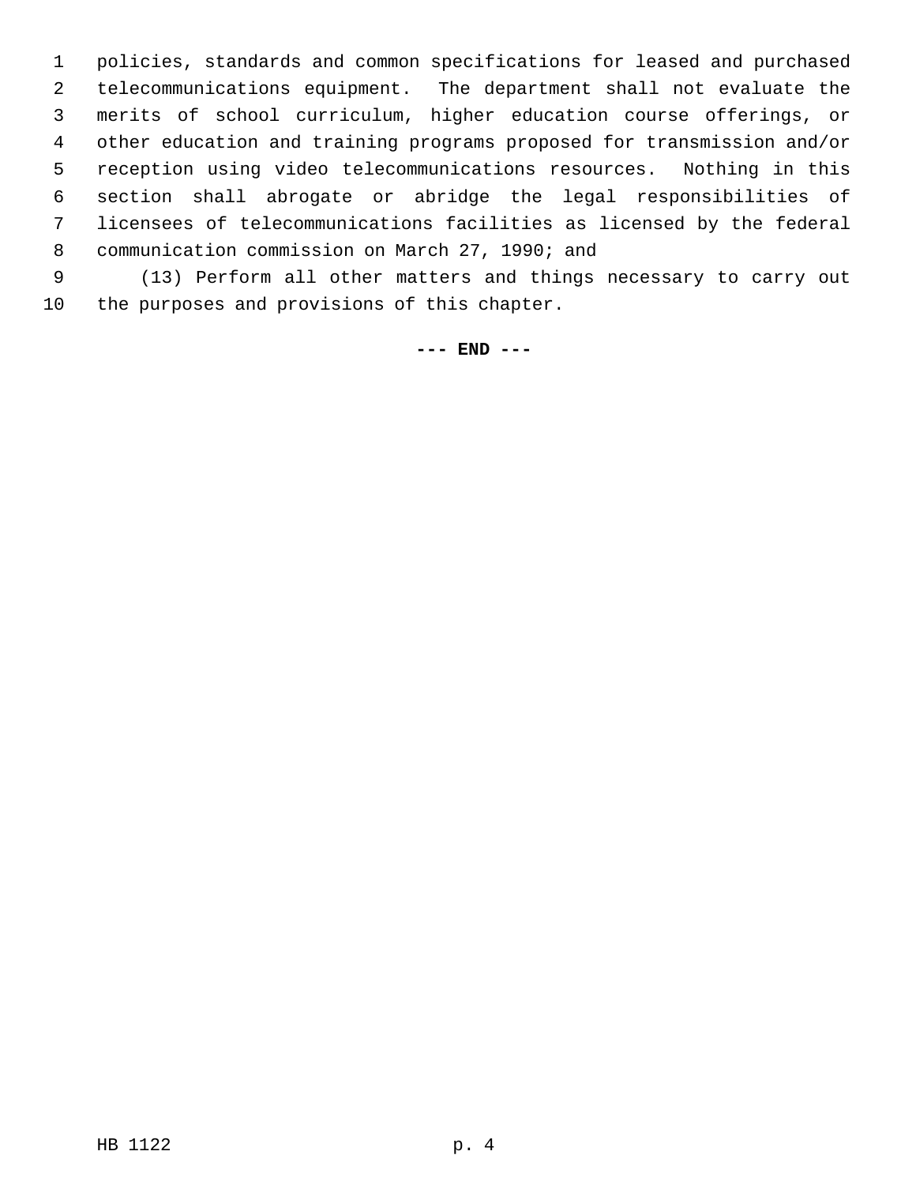policies, standards and common specifications for leased and purchased telecommunications equipment. The department shall not evaluate the merits of school curriculum, higher education course offerings, or other education and training programs proposed for transmission and/or reception using video telecommunications resources. Nothing in this section shall abrogate or abridge the legal responsibilities of licensees of telecommunications facilities as licensed by the federal communication commission on March 27, 1990; and

(13) Perform all other matters and things necessary to carry out the purposes and provisions of this chapter.

**--- END ---**